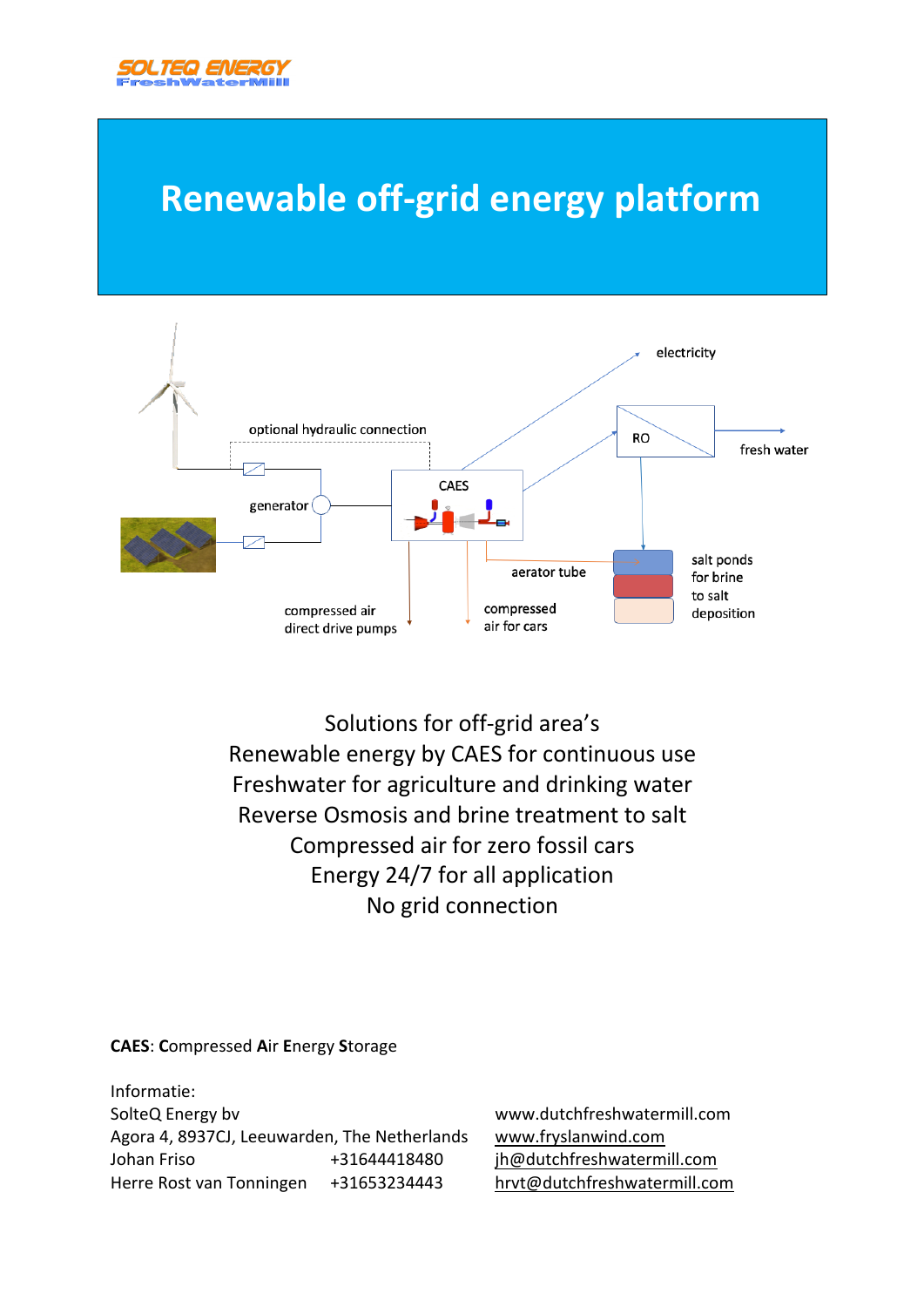SOLTEQ ENERGY
FreshWaterMill

# Renewable off-grid energy platform

electricity

optional hydraulic connection

RO

fresh water

CAES

generator

aerator tube

salt ponds for brine to salt deposition

compressed air direct drive pumps

compressed air for cars

Solutions for off-grid area's
Renewable energy by CAES for continuous use
Freshwater for agriculture and drinking water
Reverse Osmosis and brine treatment to salt
Compressed air for zero fossil cars
Energy 24/7 for all application
No grid connection

**CAES**: **C**ompressed **A**ir **E**nergy **S**torage

Informatie:
SolteQ Energy bv
Agora 4, 8937CJ, Leeuwarden, The Netherlands
Johan Friso +31644418480
Herre Rost van Tonningen +31653234443

www.dutchfreshwatermill.com
www.fryslanwind.com
jh@dutchfreshwatermill.com
hrvt@dutchfreshwatermill.com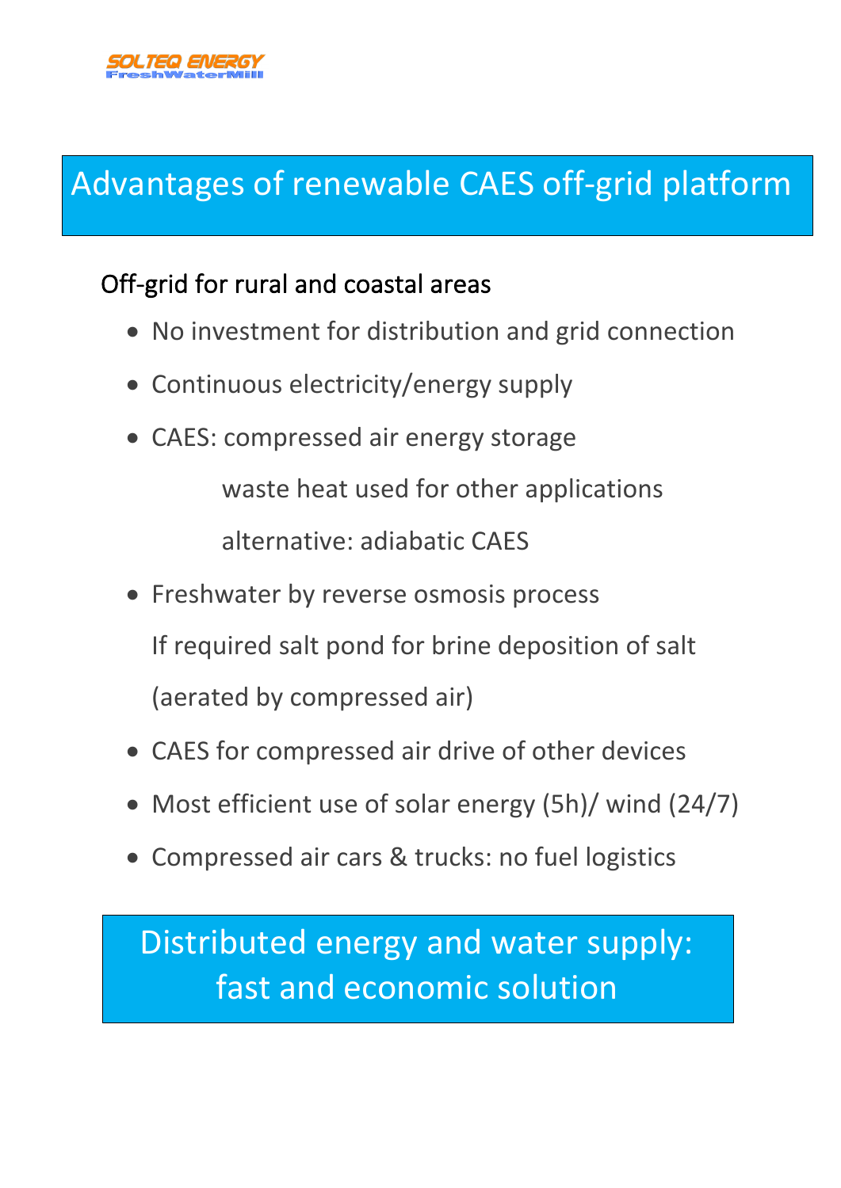SOLTEQ ENERGY
FreshWaterMill

# Advantages of renewable CAES off-grid platform

## Off-grid for rural and coastal areas

- No investment for distribution and grid connection
- Continuous electricity/energy supply
- CAES: compressed air energy storage

  waste heat used for other applications

  alternative: adiabatic CAES
- Freshwater by reverse osmosis process

  If required salt pond for brine deposition of salt

  (aerated by compressed air)
- CAES for compressed air drive of other devices
- Most efficient use of solar energy (5h)/ wind (24/7)
- Compressed air cars & trucks: no fuel logistics

## Distributed energy and water supply: fast and economic solution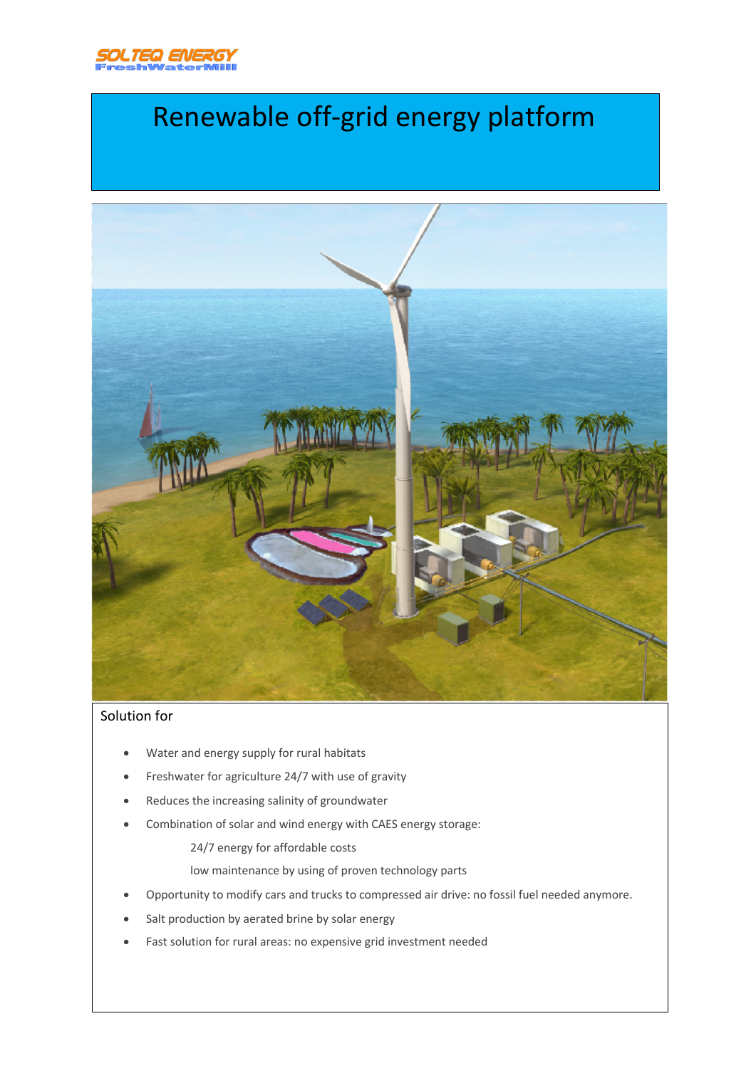SOLTEQ ENERGY
FreshWaterMill

# Renewable off-grid energy platform

Solution for

- Water and energy supply for rural habitats
- Freshwater for agriculture 24/7 with use of gravity
- Reduces the increasing salinity of groundwater
- Combination of solar and wind energy with CAES energy storage:
  - 24/7 energy for affordable costs
  - low maintenance by using of proven technology parts
- Opportunity to modify cars and trucks to compressed air drive: no fossil fuel needed anymore.
- Salt production by aerated brine by solar energy
- Fast solution for rural areas: no expensive grid investment needed